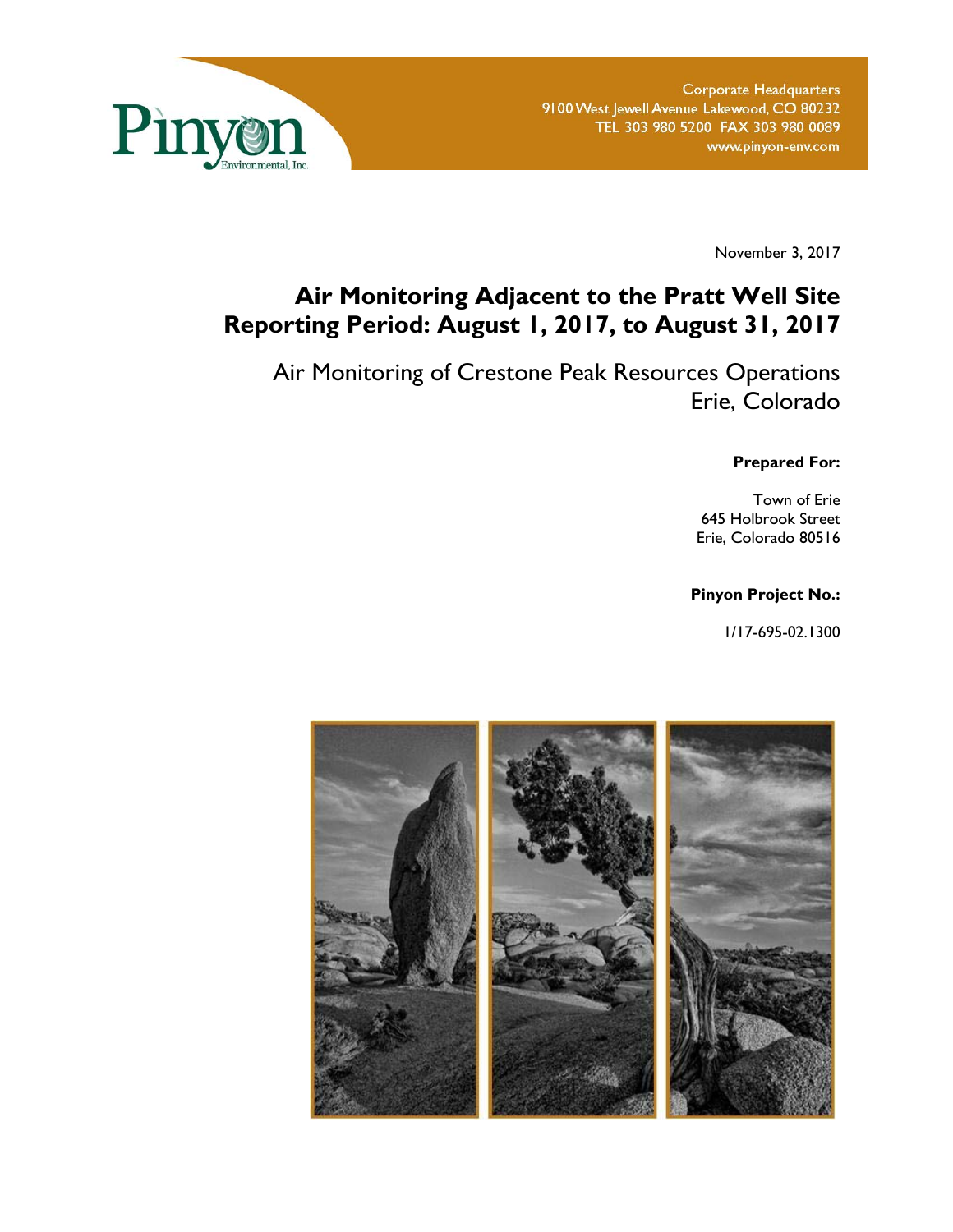Pinyon Environmental, Inc.

Corporate Headquarters
9100 West Jewell Avenue Lakewood, CO 80232
TEL 303 980 5200 FAX 303 980 0089
www.pinyon-env.com

November 3, 2017

# Air Monitoring Adjacent to the Pratt Well Site Reporting Period: August 1, 2017, to August 31, 2017

## Air Monitoring of Crestone Peak Resources Operations Erie, Colorado

**Prepared For:**

Town of Erie
645 Holbrook Street
Erie, Colorado 80516

**Pinyon Project No.:**

1/17-695-02.1300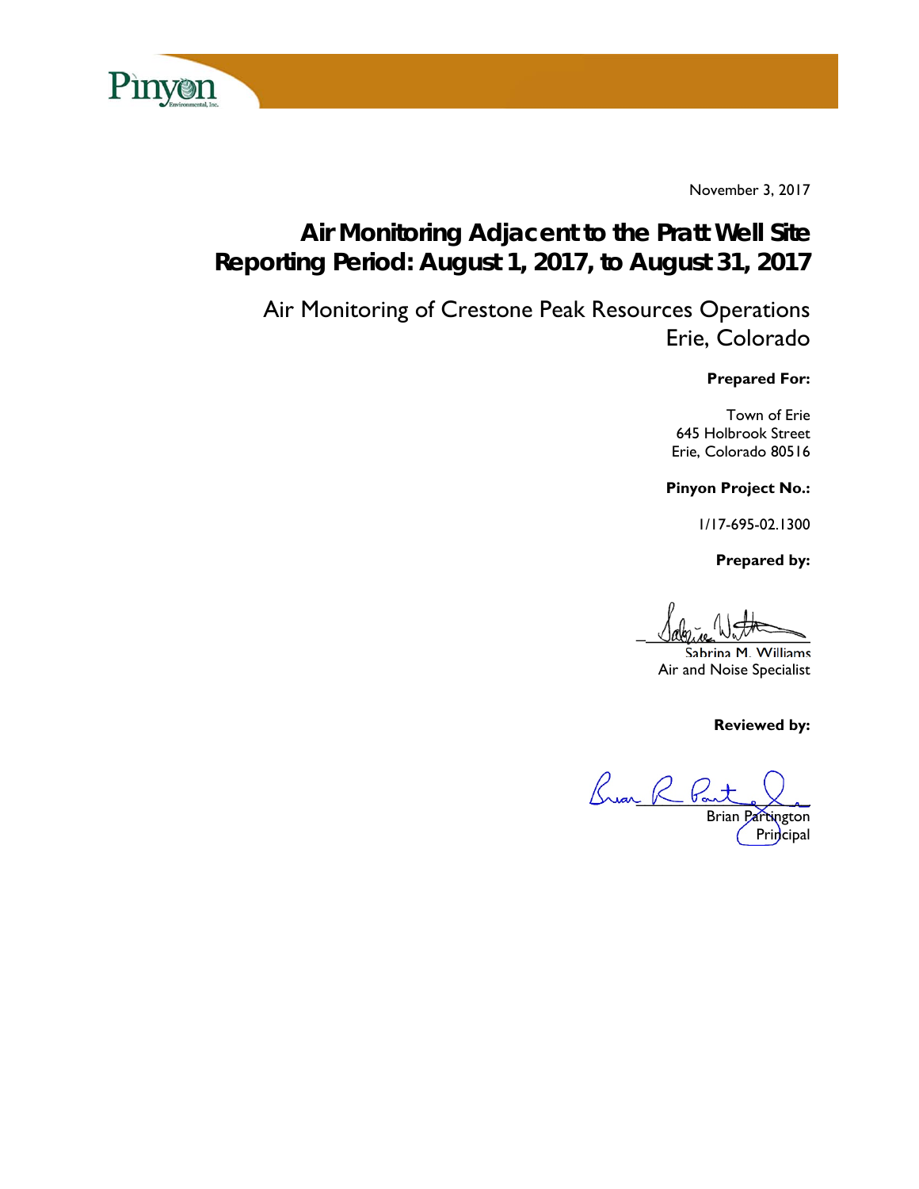November 3, 2017

# Air Monitoring Adjacent to the Pratt Well Site
# Reporting Period: August 1, 2017, to August 31, 2017

## Air Monitoring of Crestone Peak Resources Operations
## Erie, Colorado

**Prepared For:**

Town of Erie
645 Holbrook Street
Erie, Colorado 80516

**Pinyon Project No.:**

1/17-695-02.1300

**Prepared by:**

Sabrina M. Williams
Air and Noise Specialist

**Reviewed by:**

Brian Partington
Principal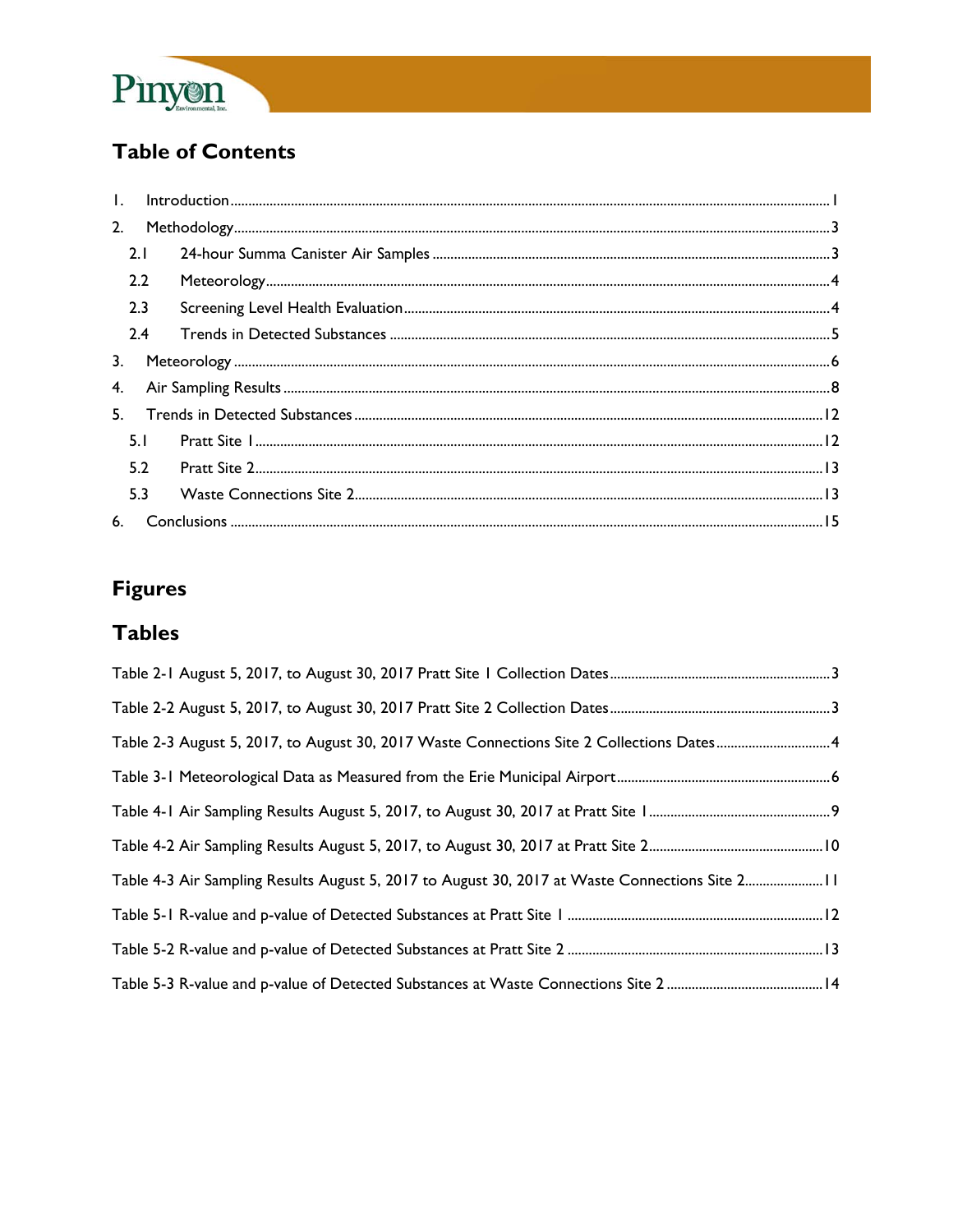## Table of Contents

1. Introduction ........................................................................................................................................ 1
2. Methodology ........................................................................................................................................ 3
   - 2.1 24-hour Summa Canister Air Samples ........................................................................................ 3
   - 2.2 Meteorology ................................................................................................................................ 4
   - 2.3 Screening Level Health Evaluation ............................................................................................ 4
   - 2.4 Trends in Detected Substances .................................................................................................. 5
3. Meteorology ........................................................................................................................................ 6
4. Air Sampling Results ........................................................................................................................... 8
5. Trends in Detected Substances ......................................................................................................... 12
   - 5.1 Pratt Site 1 ................................................................................................................................. 12
   - 5.2 Pratt Site 2 ................................................................................................................................. 13
   - 5.3 Waste Connections Site 2 ......................................................................................................... 13
6. Conclusions ....................................................................................................................................... 15

## Figures

## Tables

Table 2-1 August 5, 2017, to August 30, 2017 Pratt Site 1 Collection Dates ........................................... 3

Table 2-2 August 5, 2017, to August 30, 2017 Pratt Site 2 Collection Dates ........................................... 3

Table 2-3 August 5, 2017, to August 30, 2017 Waste Connections Site 2 Collections Dates ...................... 4

Table 3-1 Meteorological Data as Measured from the Erie Municipal Airport ............................................ 6

Table 4-1 Air Sampling Results August 5, 2017, to August 30, 2017 at Pratt Site 1 .................................. 9

Table 4-2 Air Sampling Results August 5, 2017, to August 30, 2017 at Pratt Site 2 ................................ 10

Table 4-3 Air Sampling Results August 5, 2017 to August 30, 2017 at Waste Connections Site 2 ............ 11

Table 5-1 R-value and p-value of Detected Substances at Pratt Site 1 .................................................... 12

Table 5-2 R-value and p-value of Detected Substances at Pratt Site 2 .................................................... 13

Table 5-3 R-value and p-value of Detected Substances at Waste Connections Site 2 ............................... 14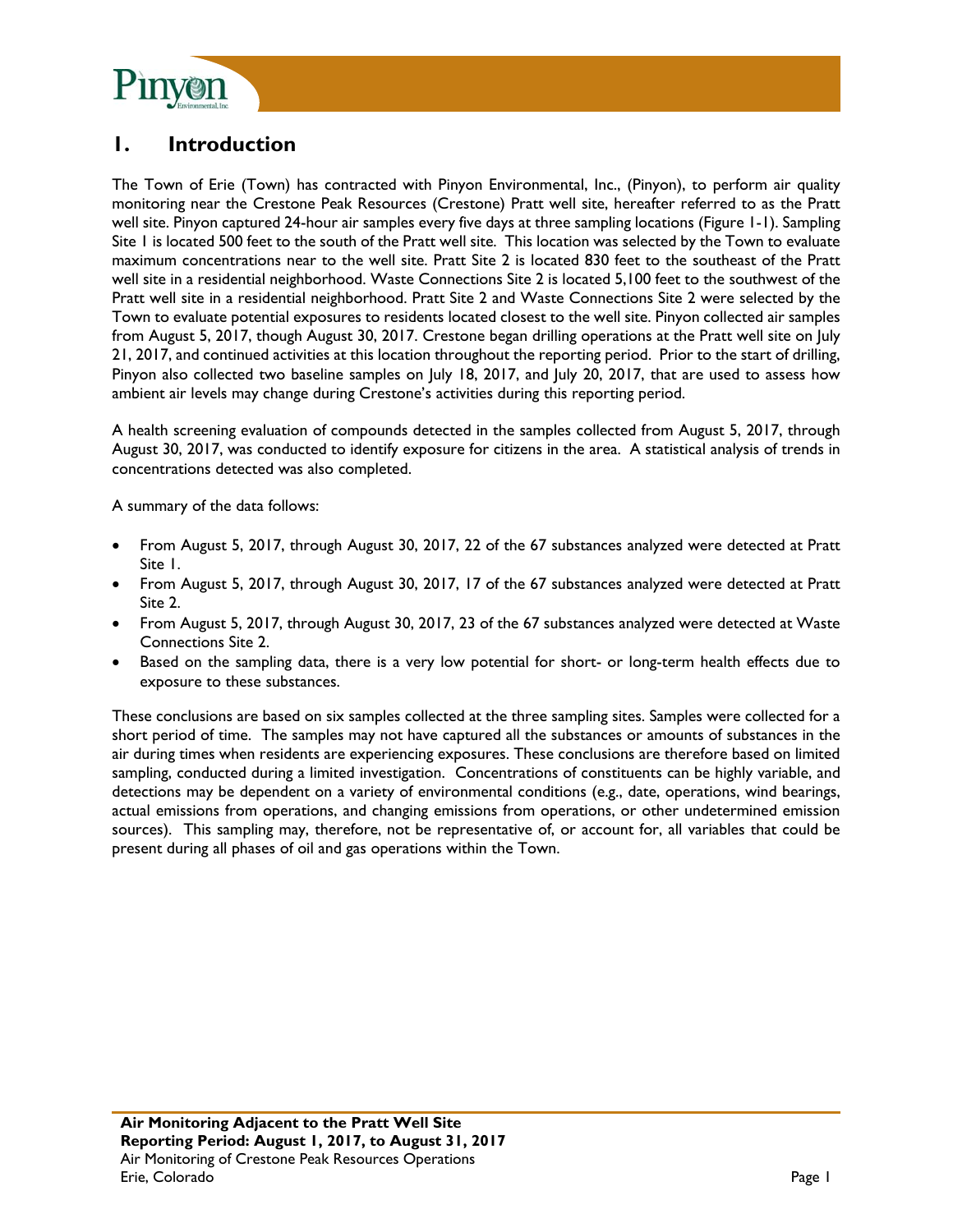# 1. Introduction

The Town of Erie (Town) has contracted with Pinyon Environmental, Inc., (Pinyon), to perform air quality monitoring near the Crestone Peak Resources (Crestone) Pratt well site, hereafter referred to as the Pratt well site. Pinyon captured 24-hour air samples every five days at three sampling locations (Figure 1-1). Sampling Site 1 is located 500 feet to the south of the Pratt well site. This location was selected by the Town to evaluate maximum concentrations near to the well site. Pratt Site 2 is located 830 feet to the southeast of the Pratt well site in a residential neighborhood. Waste Connections Site 2 is located 5,100 feet to the southwest of the Pratt well site in a residential neighborhood. Pratt Site 2 and Waste Connections Site 2 were selected by the Town to evaluate potential exposures to residents located closest to the well site. Pinyon collected air samples from August 5, 2017, though August 30, 2017. Crestone began drilling operations at the Pratt well site on July 21, 2017, and continued activities at this location throughout the reporting period. Prior to the start of drilling, Pinyon also collected two baseline samples on July 18, 2017, and July 20, 2017, that are used to assess how ambient air levels may change during Crestone's activities during this reporting period.

A health screening evaluation of compounds detected in the samples collected from August 5, 2017, through August 30, 2017, was conducted to identify exposure for citizens in the area. A statistical analysis of trends in concentrations detected was also completed.

A summary of the data follows:

- From August 5, 2017, through August 30, 2017, 22 of the 67 substances analyzed were detected at Pratt Site 1.
- From August 5, 2017, through August 30, 2017, 17 of the 67 substances analyzed were detected at Pratt Site 2.
- From August 5, 2017, through August 30, 2017, 23 of the 67 substances analyzed were detected at Waste Connections Site 2.
- Based on the sampling data, there is a very low potential for short- or long-term health effects due to exposure to these substances.

These conclusions are based on six samples collected at the three sampling sites. Samples were collected for a short period of time. The samples may not have captured all the substances or amounts of substances in the air during times when residents are experiencing exposures. These conclusions are therefore based on limited sampling, conducted during a limited investigation. Concentrations of constituents can be highly variable, and detections may be dependent on a variety of environmental conditions (e.g., date, operations, wind bearings, actual emissions from operations, and changing emissions from operations, or other undetermined emission sources). This sampling may, therefore, not be representative of, or account for, all variables that could be present during all phases of oil and gas operations within the Town.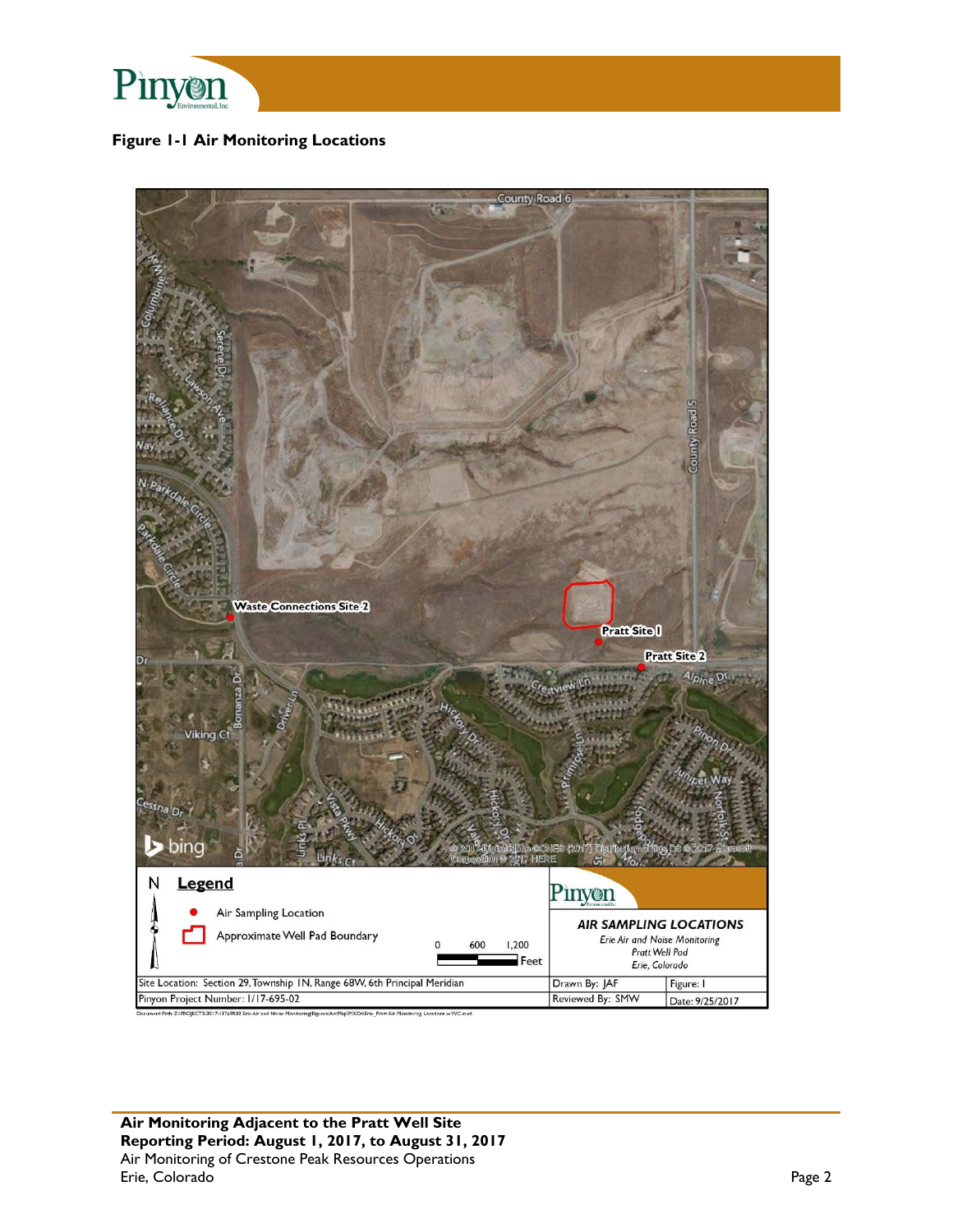**Figure 1-1 Air Monitoring Locations**

N

**Legend**

Air Sampling Location

Approximate Well Pad Boundary

0 600 1,200 Feet

**AIR SAMPLING LOCATIONS**

*Erie Air and Noise Monitoring*
*Pratt Well Pad*
*Erie, Colorado*

| Site Location: Section 29, Township 1N, Range 68W, 6th Principal Meridian | Drawn By: JAF | Figure: 1 |
| --- | --- | --- |
| Pinyon Project Number: 1/17-695-02 | Reviewed By: SMW | Date: 9/25/2017 |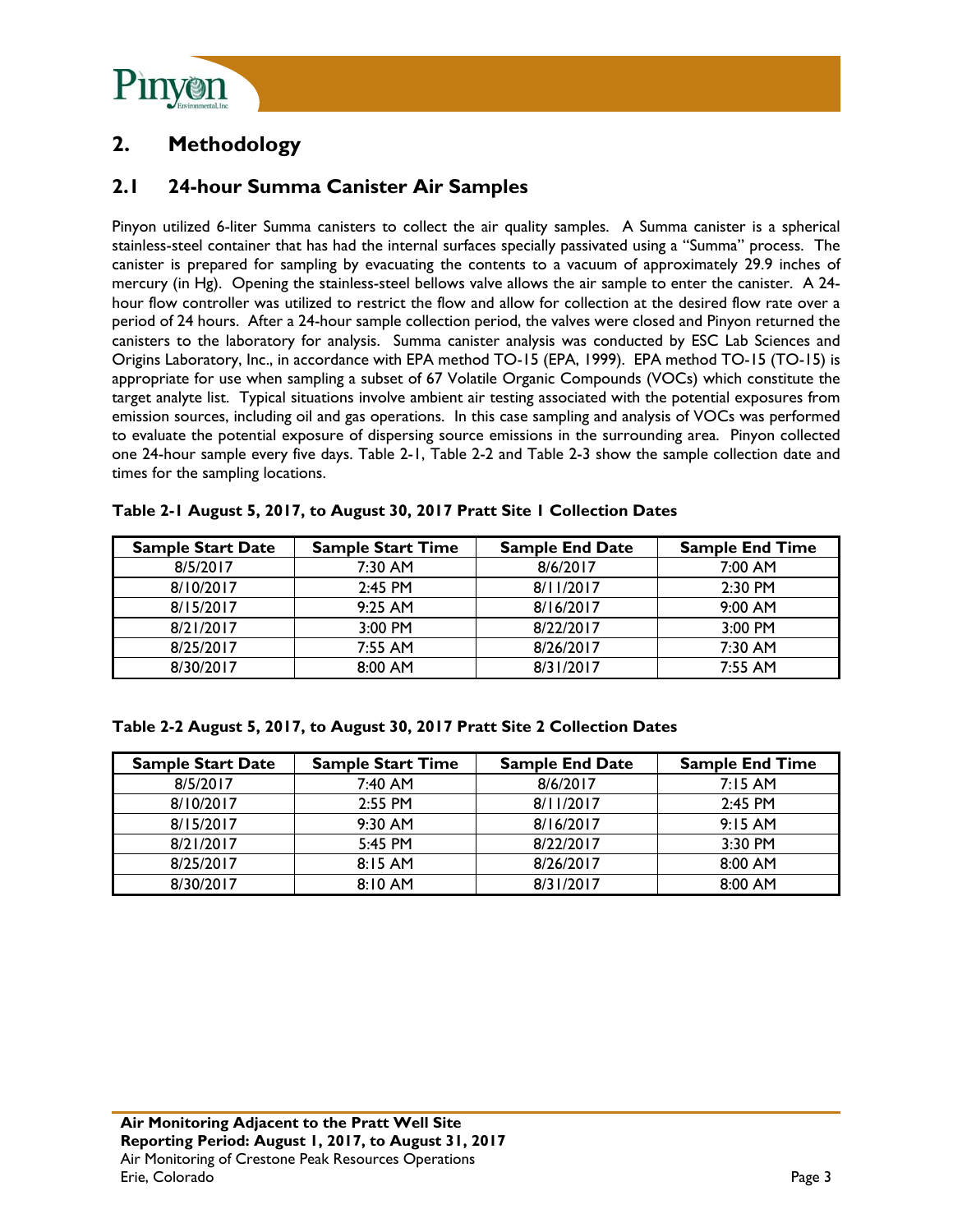## 2. Methodology

### 2.1 24-hour Summa Canister Air Samples

Pinyon utilized 6-liter Summa canisters to collect the air quality samples. A Summa canister is a spherical stainless-steel container that has had the internal surfaces specially passivated using a "Summa" process. The canister is prepared for sampling by evacuating the contents to a vacuum of approximately 29.9 inches of mercury (in Hg). Opening the stainless-steel bellows valve allows the air sample to enter the canister. A 24-hour flow controller was utilized to restrict the flow and allow for collection at the desired flow rate over a period of 24 hours. After a 24-hour sample collection period, the valves were closed and Pinyon returned the canisters to the laboratory for analysis. Summa canister analysis was conducted by ESC Lab Sciences and Origins Laboratory, Inc., in accordance with EPA method TO-15 (EPA, 1999). EPA method TO-15 (TO-15) is appropriate for use when sampling a subset of 67 Volatile Organic Compounds (VOCs) which constitute the target analyte list. Typical situations involve ambient air testing associated with the potential exposures from emission sources, including oil and gas operations. In this case sampling and analysis of VOCs was performed to evaluate the potential exposure of dispersing source emissions in the surrounding area. Pinyon collected one 24-hour sample every five days. Table 2-1, Table 2-2 and Table 2-3 show the sample collection date and times for the sampling locations.

**Table 2-1 August 5, 2017, to August 30, 2017 Pratt Site 1 Collection Dates**

| Sample Start Date | Sample Start Time | Sample End Date | Sample End Time |
|---|---|---|---|
| 8/5/2017 | 7:30 AM | 8/6/2017 | 7:00 AM |
| 8/10/2017 | 2:45 PM | 8/11/2017 | 2:30 PM |
| 8/15/2017 | 9:25 AM | 8/16/2017 | 9:00 AM |
| 8/21/2017 | 3:00 PM | 8/22/2017 | 3:00 PM |
| 8/25/2017 | 7:55 AM | 8/26/2017 | 7:30 AM |
| 8/30/2017 | 8:00 AM | 8/31/2017 | 7:55 AM |

**Table 2-2 August 5, 2017, to August 30, 2017 Pratt Site 2 Collection Dates**

| Sample Start Date | Sample Start Time | Sample End Date | Sample End Time |
|---|---|---|---|
| 8/5/2017 | 7:40 AM | 8/6/2017 | 7:15 AM |
| 8/10/2017 | 2:55 PM | 8/11/2017 | 2:45 PM |
| 8/15/2017 | 9:30 AM | 8/16/2017 | 9:15 AM |
| 8/21/2017 | 5:45 PM | 8/22/2017 | 3:30 PM |
| 8/25/2017 | 8:15 AM | 8/26/2017 | 8:00 AM |
| 8/30/2017 | 8:10 AM | 8/31/2017 | 8:00 AM |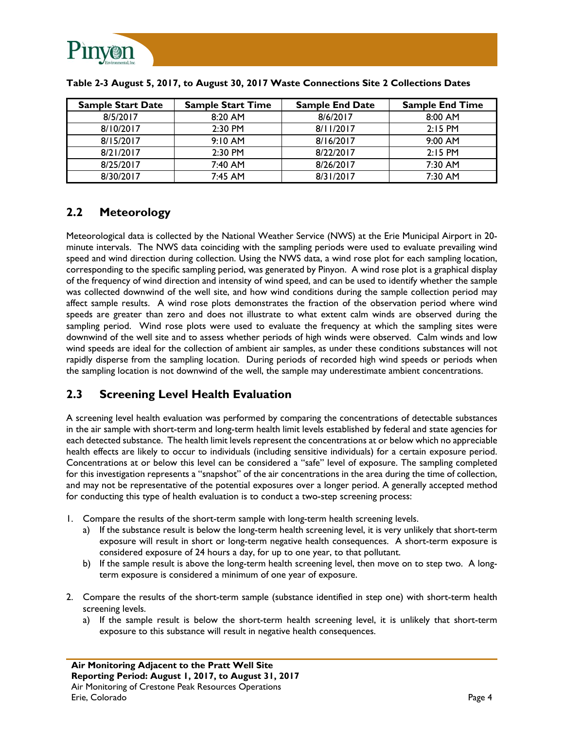**Table 2-3 August 5, 2017, to August 30, 2017 Waste Connections Site 2 Collections Dates**

| Sample Start Date | Sample Start Time | Sample End Date | Sample End Time |
|---|---|---|---|
| 8/5/2017 | 8:20 AM | 8/6/2017 | 8:00 AM |
| 8/10/2017 | 2:30 PM | 8/11/2017 | 2:15 PM |
| 8/15/2017 | 9:10 AM | 8/16/2017 | 9:00 AM |
| 8/21/2017 | 2:30 PM | 8/22/2017 | 2:15 PM |
| 8/25/2017 | 7:40 AM | 8/26/2017 | 7:30 AM |
| 8/30/2017 | 7:45 AM | 8/31/2017 | 7:30 AM |

## 2.2 Meteorology

Meteorological data is collected by the National Weather Service (NWS) at the Erie Municipal Airport in 20-minute intervals. The NWS data coinciding with the sampling periods were used to evaluate prevailing wind speed and wind direction during collection. Using the NWS data, a wind rose plot for each sampling location, corresponding to the specific sampling period, was generated by Pinyon. A wind rose plot is a graphical display of the frequency of wind direction and intensity of wind speed, and can be used to identify whether the sample was collected downwind of the well site, and how wind conditions during the sample collection period may affect sample results. A wind rose plots demonstrates the fraction of the observation period where wind speeds are greater than zero and does not illustrate to what extent calm winds are observed during the sampling period. Wind rose plots were used to evaluate the frequency at which the sampling sites were downwind of the well site and to assess whether periods of high winds were observed. Calm winds and low wind speeds are ideal for the collection of ambient air samples, as under these conditions substances will not rapidly disperse from the sampling location. During periods of recorded high wind speeds or periods when the sampling location is not downwind of the well, the sample may underestimate ambient concentrations.

## 2.3 Screening Level Health Evaluation

A screening level health evaluation was performed by comparing the concentrations of detectable substances in the air sample with short-term and long-term health limit levels established by federal and state agencies for each detected substance. The health limit levels represent the concentrations at or below which no appreciable health effects are likely to occur to individuals (including sensitive individuals) for a certain exposure period. Concentrations at or below this level can be considered a "safe" level of exposure. The sampling completed for this investigation represents a "snapshot" of the air concentrations in the area during the time of collection, and may not be representative of the potential exposures over a longer period. A generally accepted method for conducting this type of health evaluation is to conduct a two-step screening process:

1. Compare the results of the short-term sample with long-term health screening levels.
   a) If the substance result is below the long-term health screening level, it is very unlikely that short-term exposure will result in short or long-term negative health consequences. A short-term exposure is considered exposure of 24 hours a day, for up to one year, to that pollutant.
   b) If the sample result is above the long-term health screening level, then move on to step two. A long-term exposure is considered a minimum of one year of exposure.

2. Compare the results of the short-term sample (substance identified in step one) with short-term health screening levels.
   a) If the sample result is below the short-term health screening level, it is unlikely that short-term exposure to this substance will result in negative health consequences.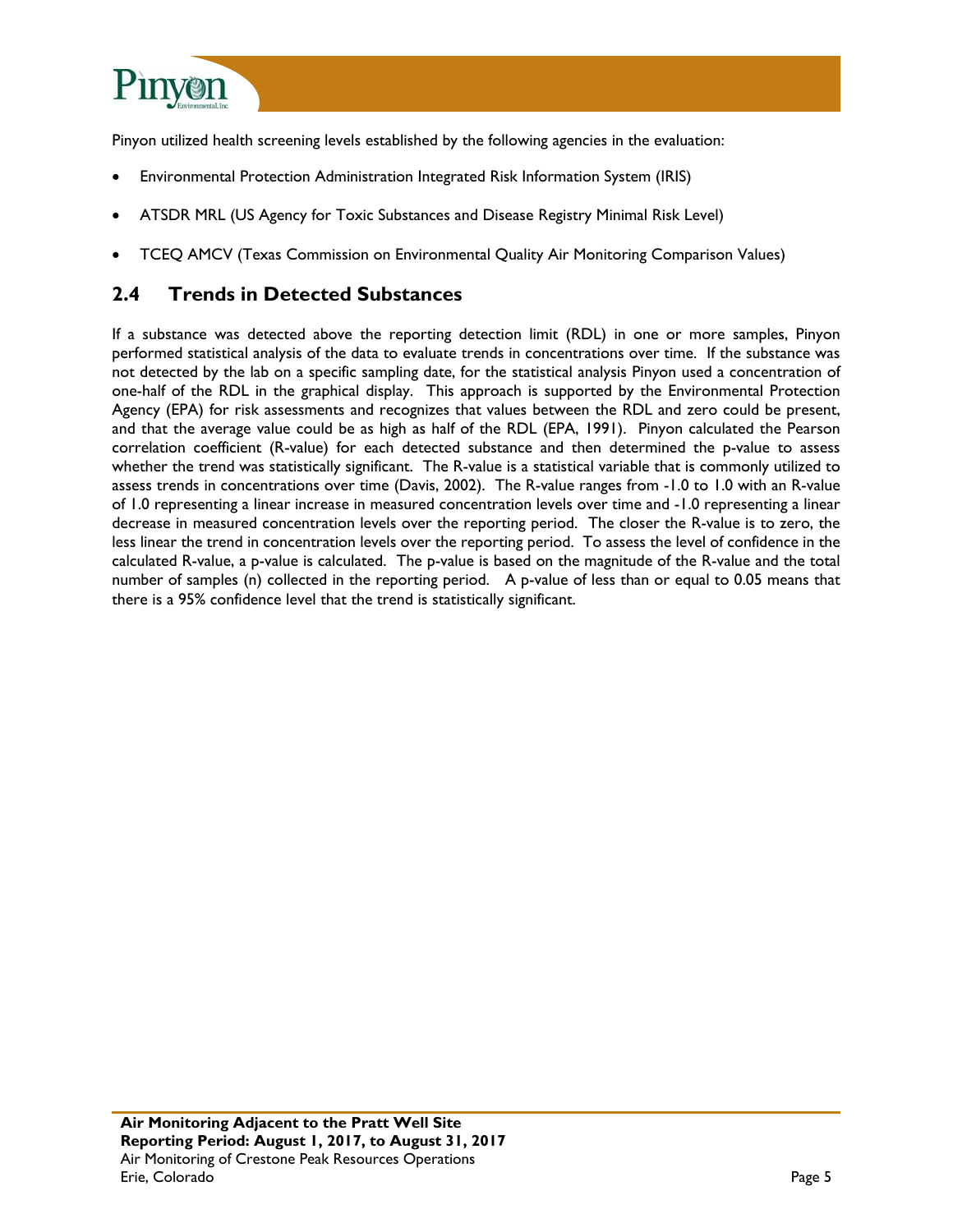Pinyon utilized health screening levels established by the following agencies in the evaluation:

- Environmental Protection Administration Integrated Risk Information System (IRIS)
- ATSDR MRL (US Agency for Toxic Substances and Disease Registry Minimal Risk Level)
- TCEQ AMCV (Texas Commission on Environmental Quality Air Monitoring Comparison Values)

## 2.4 Trends in Detected Substances

If a substance was detected above the reporting detection limit (RDL) in one or more samples, Pinyon performed statistical analysis of the data to evaluate trends in concentrations over time. If the substance was not detected by the lab on a specific sampling date, for the statistical analysis Pinyon used a concentration of one-half of the RDL in the graphical display. This approach is supported by the Environmental Protection Agency (EPA) for risk assessments and recognizes that values between the RDL and zero could be present, and that the average value could be as high as half of the RDL (EPA, 1991). Pinyon calculated the Pearson correlation coefficient (R-value) for each detected substance and then determined the p-value to assess whether the trend was statistically significant. The R-value is a statistical variable that is commonly utilized to assess trends in concentrations over time (Davis, 2002). The R-value ranges from -1.0 to 1.0 with an R-value of 1.0 representing a linear increase in measured concentration levels over time and -1.0 representing a linear decrease in measured concentration levels over the reporting period. The closer the R-value is to zero, the less linear the trend in concentration levels over the reporting period. To assess the level of confidence in the calculated R-value, a p-value is calculated. The p-value is based on the magnitude of the R-value and the total number of samples (n) collected in the reporting period. A p-value of less than or equal to 0.05 means that there is a 95% confidence level that the trend is statistically significant.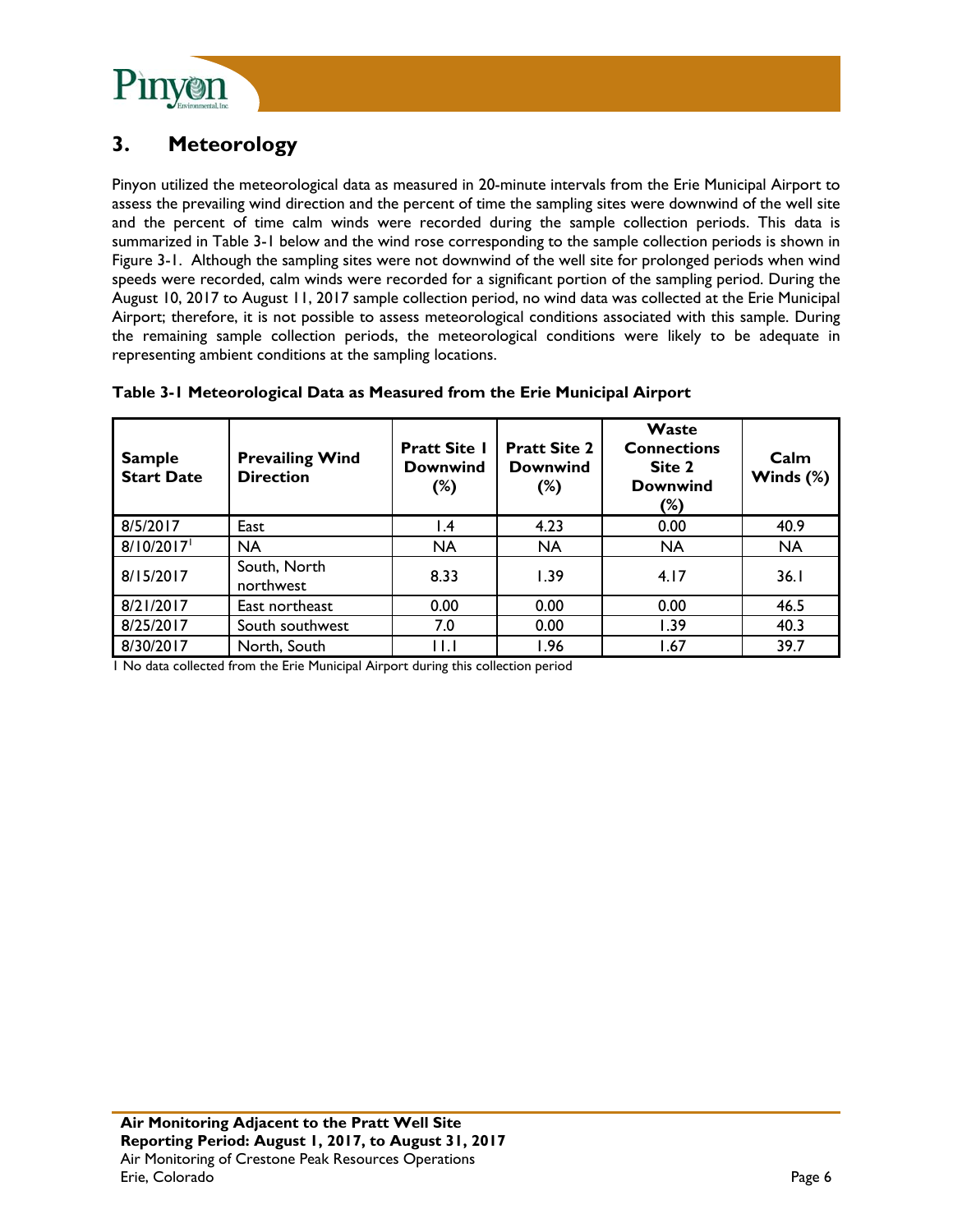## 3. Meteorology

Pinyon utilized the meteorological data as measured in 20-minute intervals from the Erie Municipal Airport to assess the prevailing wind direction and the percent of time the sampling sites were downwind of the well site and the percent of time calm winds were recorded during the sample collection periods. This data is summarized in Table 3-1 below and the wind rose corresponding to the sample collection periods is shown in Figure 3-1. Although the sampling sites were not downwind of the well site for prolonged periods when wind speeds were recorded, calm winds were recorded for a significant portion of the sampling period. During the August 10, 2017 to August 11, 2017 sample collection period, no wind data was collected at the Erie Municipal Airport; therefore, it is not possible to assess meteorological conditions associated with this sample. During the remaining sample collection periods, the meteorological conditions were likely to be adequate in representing ambient conditions at the sampling locations.

**Table 3-1 Meteorological Data as Measured from the Erie Municipal Airport**

| Sample Start Date | Prevailing Wind Direction | Pratt Site 1 Downwind (%) | Pratt Site 2 Downwind (%) | Waste Connections Site 2 Downwind (%) | Calm Winds (%) |
|---|---|---|---|---|---|
| 8/5/2017 | East | 1.4 | 4.23 | 0.00 | 40.9 |
| 8/10/2017[1] | NA | NA | NA | NA | NA |
| 8/15/2017 | South, North northwest | 8.33 | 1.39 | 4.17 | 36.1 |
| 8/21/2017 | East northeast | 0.00 | 0.00 | 0.00 | 46.5 |
| 8/25/2017 | South southwest | 7.0 | 0.00 | 1.39 | 40.3 |
| 8/30/2017 | North, South | 11.1 | 1.96 | 1.67 | 39.7 |

1 No data collected from the Erie Municipal Airport during this collection period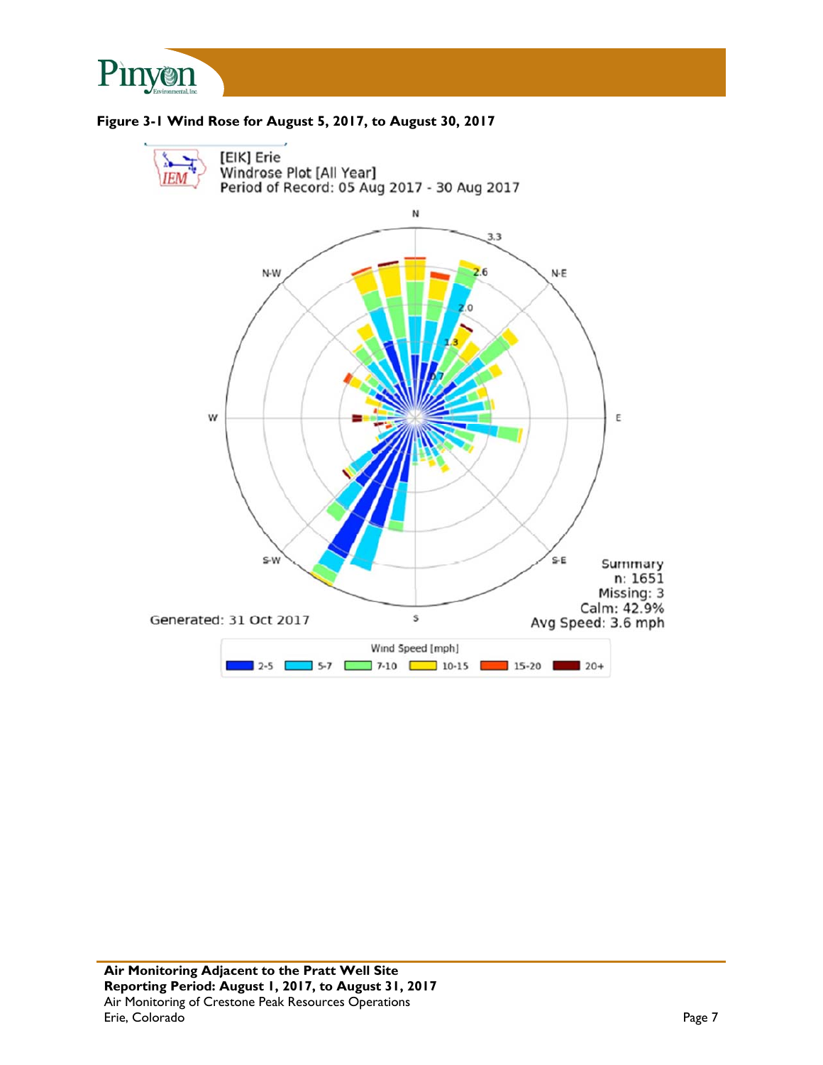**Figure 3-1 Wind Rose for August 5, 2017, to August 30, 2017**

[EIK] Erie
Windrose Plot [All Year]
Period of Record: 05 Aug 2017 - 30 Aug 2017

Summary
n: 1651
Missing: 3
Calm: 42.9%
Avg Speed: 3.6 mph

Generated: 31 Oct 2017

Wind Speed [mph]: 2-5, 5-7, 7-10, 10-15, 15-20, 20+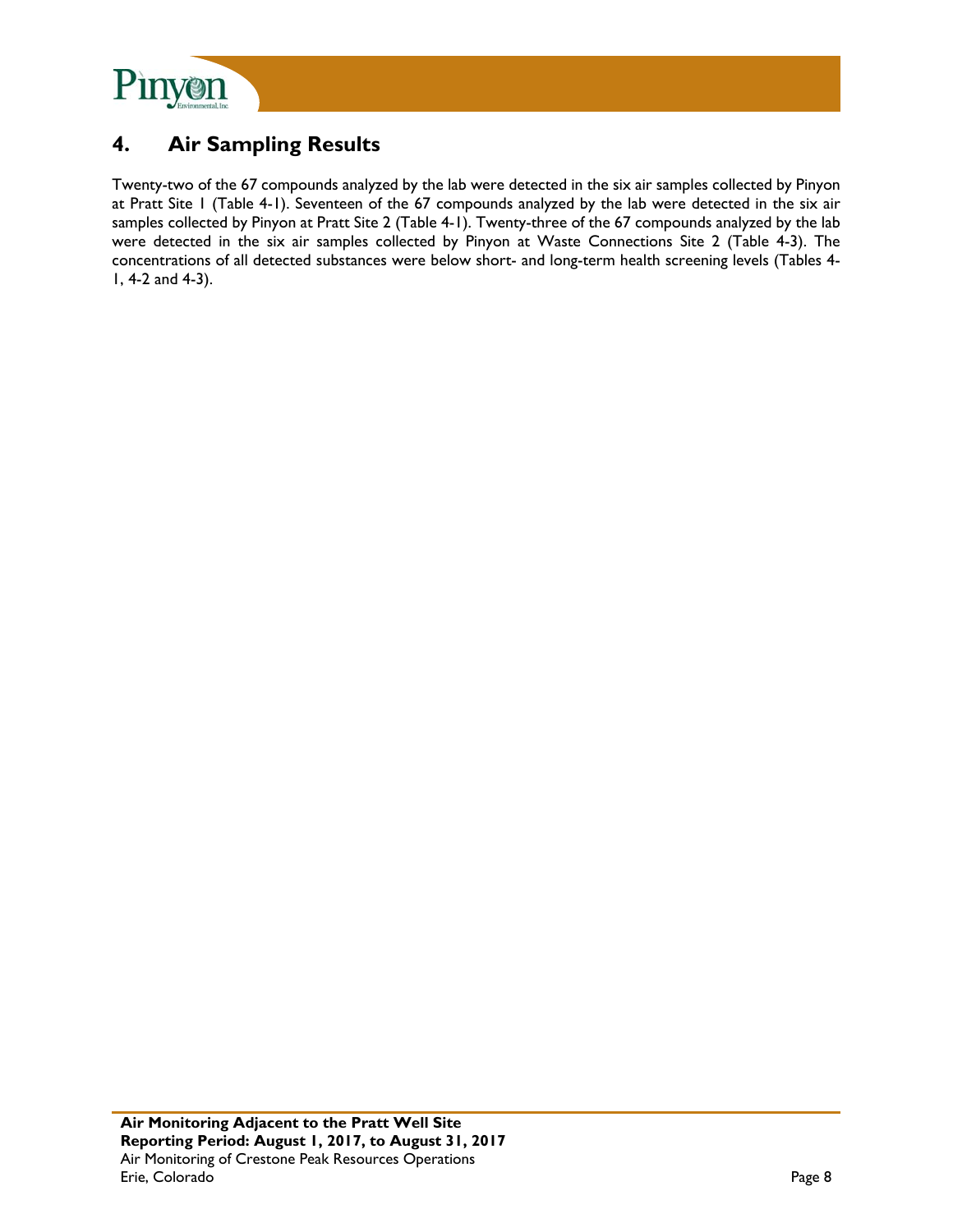# 4. Air Sampling Results

Twenty-two of the 67 compounds analyzed by the lab were detected in the six air samples collected by Pinyon at Pratt Site 1 (Table 4-1). Seventeen of the 67 compounds analyzed by the lab were detected in the six air samples collected by Pinyon at Pratt Site 2 (Table 4-1). Twenty-three of the 67 compounds analyzed by the lab were detected in the six air samples collected by Pinyon at Waste Connections Site 2 (Table 4-3). The concentrations of all detected substances were below short- and long-term health screening levels (Tables 4-1, 4-2 and 4-3).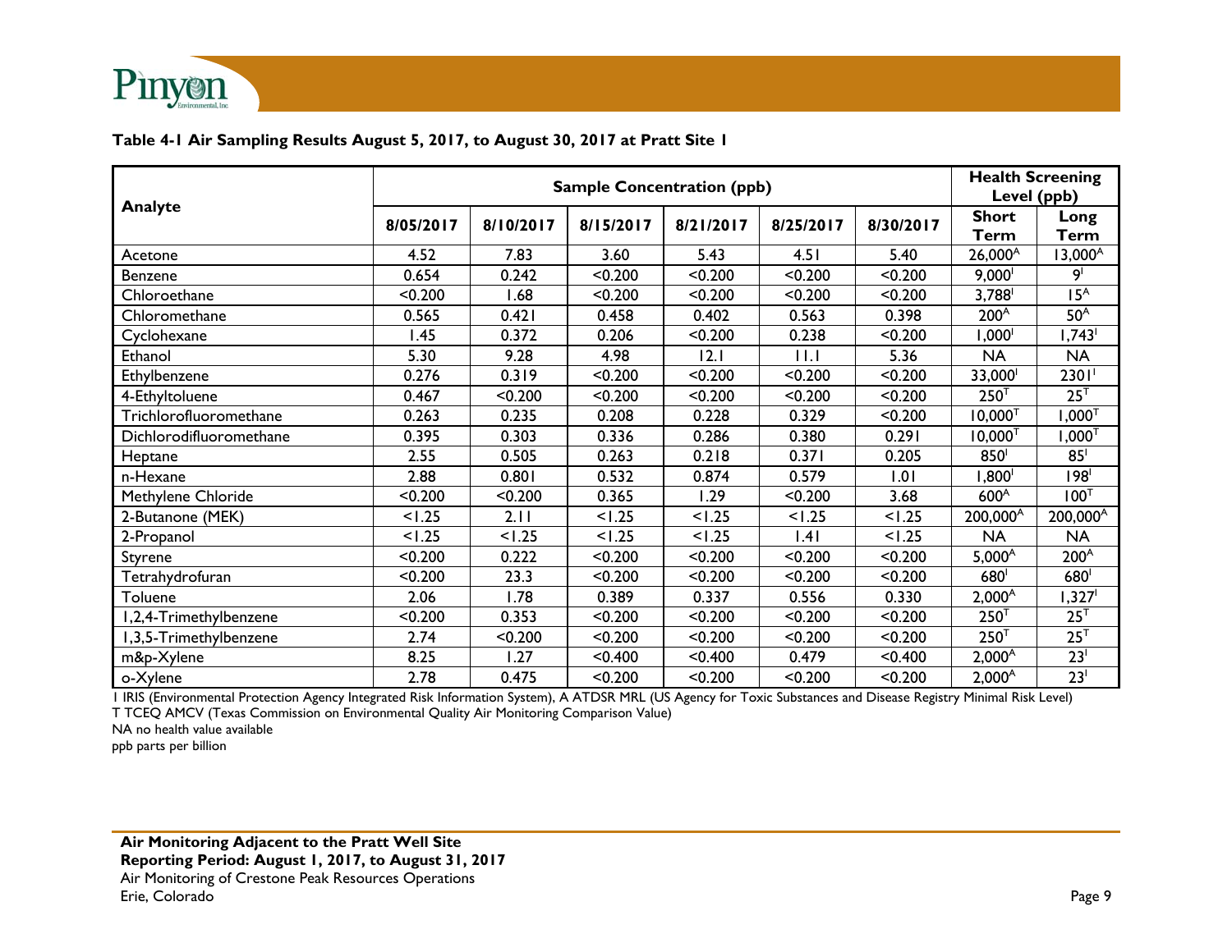**Table 4-1 Air Sampling Results August 5, 2017, to August 30, 2017 at Pratt Site 1**

| Analyte | Sample Concentration (ppb) | | | | | | Health Screening Level (ppb) | |
|---|---|---|---|---|---|---|---|---|
| | 8/05/2017 | 8/10/2017 | 8/15/2017 | 8/21/2017 | 8/25/2017 | 8/30/2017 | Short Term | Long Term |
| Acetone | 4.52 | 7.83 | 3.60 | 5.43 | 4.51 | 5.40 | 26,000[A] | 13,000[A] |
| Benzene | 0.654 | 0.242 | <0.200 | <0.200 | <0.200 | <0.200 | 9,000[I] | 9[I] |
| Chloroethane | <0.200 | 1.68 | <0.200 | <0.200 | <0.200 | <0.200 | 3,788[I] | 15[A] |
| Chloromethane | 0.565 | 0.421 | 0.458 | 0.402 | 0.563 | 0.398 | 200[A] | 50[A] |
| Cyclohexane | 1.45 | 0.372 | 0.206 | <0.200 | 0.238 | <0.200 | 1,000[I] | 1,743[I] |
| Ethanol | 5.30 | 9.28 | 4.98 | 12.1 | 11.1 | 5.36 | NA | NA |
| Ethylbenzene | 0.276 | 0.319 | <0.200 | <0.200 | <0.200 | <0.200 | 33,000[I] | 2301[I] |
| 4-Ethyltoluene | 0.467 | <0.200 | <0.200 | <0.200 | <0.200 | <0.200 | 250[T] | 25[T] |
| Trichlorofluoromethane | 0.263 | 0.235 | 0.208 | 0.228 | 0.329 | <0.200 | 10,000[T] | 1,000[T] |
| Dichlorodifluoromethane | 0.395 | 0.303 | 0.336 | 0.286 | 0.380 | 0.291 | 10,000[T] | 1,000[T] |
| Heptane | 2.55 | 0.505 | 0.263 | 0.218 | 0.371 | 0.205 | 850[I] | 85[I] |
| n-Hexane | 2.88 | 0.801 | 0.532 | 0.874 | 0.579 | 1.01 | 1,800[I] | 198[I] |
| Methylene Chloride | <0.200 | <0.200 | 0.365 | 1.29 | <0.200 | 3.68 | 600[A] | 100[T] |
| 2-Butanone (MEK) | <1.25 | 2.11 | <1.25 | <1.25 | <1.25 | <1.25 | 200,000[A] | 200,000[A] |
| 2-Propanol | <1.25 | <1.25 | <1.25 | <1.25 | 1.41 | <1.25 | NA | NA |
| Styrene | <0.200 | 0.222 | <0.200 | <0.200 | <0.200 | <0.200 | 5,000[A] | 200[A] |
| Tetrahydrofuran | <0.200 | 23.3 | <0.200 | <0.200 | <0.200 | <0.200 | 680[I] | 680[I] |
| Toluene | 2.06 | 1.78 | 0.389 | 0.337 | 0.556 | 0.330 | 2,000[A] | 1,327[I] |
| 1,2,4-Trimethylbenzene | <0.200 | 0.353 | <0.200 | <0.200 | <0.200 | <0.200 | 250[T] | 25[T] |
| 1,3,5-Trimethylbenzene | 2.74 | <0.200 | <0.200 | <0.200 | <0.200 | <0.200 | 250[T] | 25[T] |
| m&p-Xylene | 8.25 | 1.27 | <0.400 | <0.400 | 0.479 | <0.400 | 2,000[A] | 23[I] |
| o-Xylene | 2.78 | 0.475 | <0.200 | <0.200 | <0.200 | <0.200 | 2,000[A] | 23[I] |

I IRIS (Environmental Protection Agency Integrated Risk Information System), A ATDSR MRL (US Agency for Toxic Substances and Disease Registry Minimal Risk Level)
T TCEQ AMCV (Texas Commission on Environmental Quality Air Monitoring Comparison Value)
NA no health value available
ppb parts per billion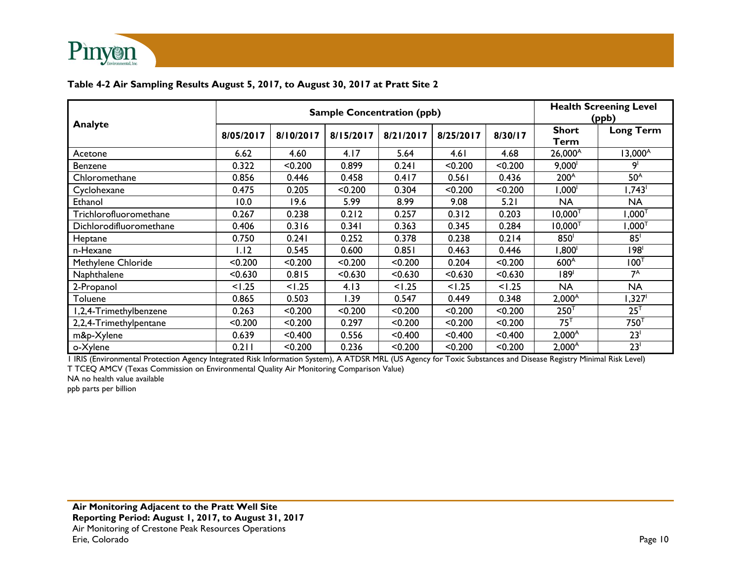**Table 4-2 Air Sampling Results August 5, 2017, to August 30, 2017 at Pratt Site 2**

| Analyte | Sample Concentration (ppb) | | | | | | Health Screening Level (ppb) | |
|---|---|---|---|---|---|---|---|---|
| | 8/05/2017 | 8/10/2017 | 8/15/2017 | 8/21/2017 | 8/25/2017 | 8/30/17 | Short Term | Long Term |
| Acetone | 6.62 | 4.60 | 4.17 | 5.64 | 4.61 | 4.68 | 26,000[A] | 13,000[A] |
| Benzene | 0.322 | <0.200 | 0.899 | 0.241 | <0.200 | <0.200 | 9,000[I] | 9[I] |
| Chloromethane | 0.856 | 0.446 | 0.458 | 0.417 | 0.561 | 0.436 | 200[A] | 50[A] |
| Cyclohexane | 0.475 | 0.205 | <0.200 | 0.304 | <0.200 | <0.200 | 1,000[I] | 1,743[I] |
| Ethanol | 10.0 | 19.6 | 5.99 | 8.99 | 9.08 | 5.21 | NA | NA |
| Trichlorofluoromethane | 0.267 | 0.238 | 0.212 | 0.257 | 0.312 | 0.203 | 10,000[T] | 1,000[T] |
| Dichlorodifluoromethane | 0.406 | 0.316 | 0.341 | 0.363 | 0.345 | 0.284 | 10,000[T] | 1,000[T] |
| Heptane | 0.750 | 0.241 | 0.252 | 0.378 | 0.238 | 0.214 | 850[I] | 85[I] |
| n-Hexane | 1.12 | 0.545 | 0.600 | 0.851 | 0.463 | 0.446 | 1,800[I] | 198[I] |
| Methylene Chloride | <0.200 | <0.200 | <0.200 | <0.200 | 0.204 | <0.200 | 600[A] | 100[T] |
| Naphthalene | <0.630 | 0.815 | <0.630 | <0.630 | <0.630 | <0.630 | 189[I] | 7[A] |
| 2-Propanol | <1.25 | <1.25 | 4.13 | <1.25 | <1.25 | <1.25 | NA | NA |
| Toluene | 0.865 | 0.503 | 1.39 | 0.547 | 0.449 | 0.348 | 2,000[A] | 1,327[I] |
| 1,2,4-Trimethylbenzene | 0.263 | <0.200 | <0.200 | <0.200 | <0.200 | <0.200 | 250[T] | 25[T] |
| 2,2,4-Trimethylpentane | <0.200 | <0.200 | 0.297 | <0.200 | <0.200 | <0.200 | 75[T] | 750[T] |
| m&p-Xylene | 0.639 | <0.400 | 0.556 | <0.400 | <0.400 | <0.400 | 2,000[A] | 23[I] |
| o-Xylene | 0.211 | <0.200 | 0.236 | <0.200 | <0.200 | <0.200 | 2,000[A] | 23[I] |

I IRIS (Environmental Protection Agency Integrated Risk Information System), A ATDSR MRL (US Agency for Toxic Substances and Disease Registry Minimal Risk Level)
T TCEQ AMCV (Texas Commission on Environmental Quality Air Monitoring Comparison Value)
NA no health value available
ppb parts per billion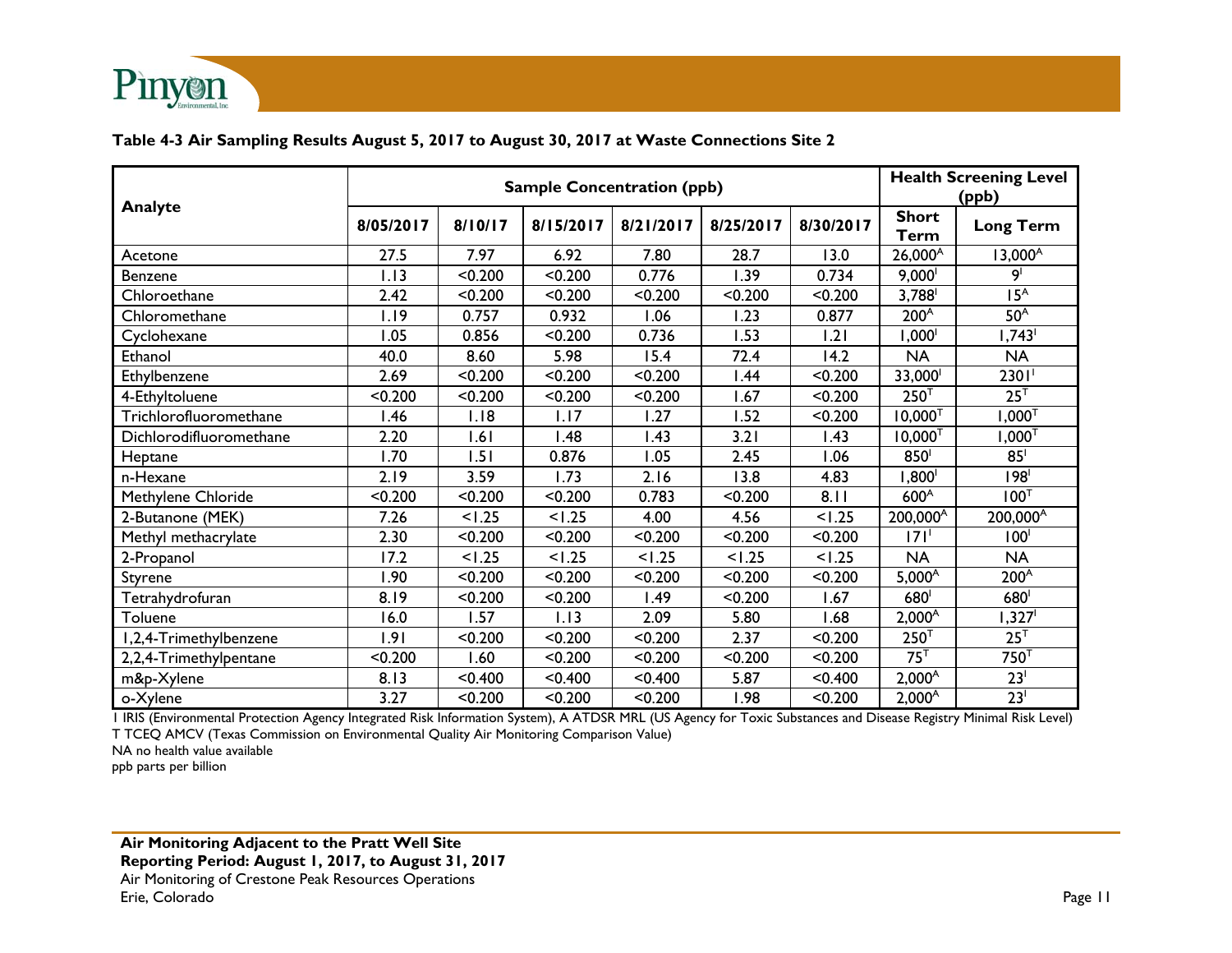**Table 4-3 Air Sampling Results August 5, 2017 to August 30, 2017 at Waste Connections Site 2**

| Analyte | Sample Concentration (ppb) | | | | | | Health Screening Level (ppb) | |
|---|---|---|---|---|---|---|---|---|
| | 8/05/2017 | 8/10/17 | 8/15/2017 | 8/21/2017 | 8/25/2017 | 8/30/2017 | Short Term | Long Term |
| Acetone | 27.5 | 7.97 | 6.92 | 7.80 | 28.7 | 13.0 | 26,000[A] | 13,000[A] |
| Benzene | 1.13 | <0.200 | <0.200 | 0.776 | 1.39 | 0.734 | 9,000[I] | 9[I] |
| Chloroethane | 2.42 | <0.200 | <0.200 | <0.200 | <0.200 | <0.200 | 3,788[I] | 15[A] |
| Chloromethane | 1.19 | 0.757 | 0.932 | 1.06 | 1.23 | 0.877 | 200[A] | 50[A] |
| Cyclohexane | 1.05 | 0.856 | <0.200 | 0.736 | 1.53 | 1.21 | 1,000[I] | 1,743[I] |
| Ethanol | 40.0 | 8.60 | 5.98 | 15.4 | 72.4 | 14.2 | NA | NA |
| Ethylbenzene | 2.69 | <0.200 | <0.200 | <0.200 | 1.44 | <0.200 | 33,000[I] | 2301[I] |
| 4-Ethyltoluene | <0.200 | <0.200 | <0.200 | <0.200 | 1.67 | <0.200 | 250[T] | 25[T] |
| Trichlorofluoromethane | 1.46 | 1.18 | 1.17 | 1.27 | 1.52 | <0.200 | 10,000[T] | 1,000[T] |
| Dichlorodifluoromethane | 2.20 | 1.61 | 1.48 | 1.43 | 3.21 | 1.43 | 10,000[T] | 1,000[T] |
| Heptane | 1.70 | 1.51 | 0.876 | 1.05 | 2.45 | 1.06 | 850[I] | 85[I] |
| n-Hexane | 2.19 | 3.59 | 1.73 | 2.16 | 13.8 | 4.83 | 1,800[I] | 198[I] |
| Methylene Chloride | <0.200 | <0.200 | <0.200 | 0.783 | <0.200 | 8.11 | 600[A] | 100[T] |
| 2-Butanone (MEK) | 7.26 | <1.25 | <1.25 | 4.00 | 4.56 | <1.25 | 200,000[A] | 200,000[A] |
| Methyl methacrylate | 2.30 | <0.200 | <0.200 | <0.200 | <0.200 | <0.200 | 171[I] | 100[I] |
| 2-Propanol | 17.2 | <1.25 | <1.25 | <1.25 | <1.25 | <1.25 | NA | NA |
| Styrene | 1.90 | <0.200 | <0.200 | <0.200 | <0.200 | <0.200 | 5,000[A] | 200[A] |
| Tetrahydrofuran | 8.19 | <0.200 | <0.200 | 1.49 | <0.200 | 1.67 | 680[I] | 680[I] |
| Toluene | 16.0 | 1.57 | 1.13 | 2.09 | 5.80 | 1.68 | 2,000[A] | 1,327[I] |
| 1,2,4-Trimethylbenzene | 1.91 | <0.200 | <0.200 | <0.200 | 2.37 | <0.200 | 250[T] | 25[T] |
| 2,2,4-Trimethylpentane | <0.200 | 1.60 | <0.200 | <0.200 | <0.200 | <0.200 | 75[T] | 750[T] |
| m&p-Xylene | 8.13 | <0.400 | <0.400 | <0.400 | 5.87 | <0.400 | 2,000[A] | 23[I] |
| o-Xylene | 3.27 | <0.200 | <0.200 | <0.200 | 1.98 | <0.200 | 2,000[A] | 23[I] |

I IRIS (Environmental Protection Agency Integrated Risk Information System), A ATDSR MRL (US Agency for Toxic Substances and Disease Registry Minimal Risk Level)
T TCEQ AMCV (Texas Commission on Environmental Quality Air Monitoring Comparison Value)
NA no health value available
ppb parts per billion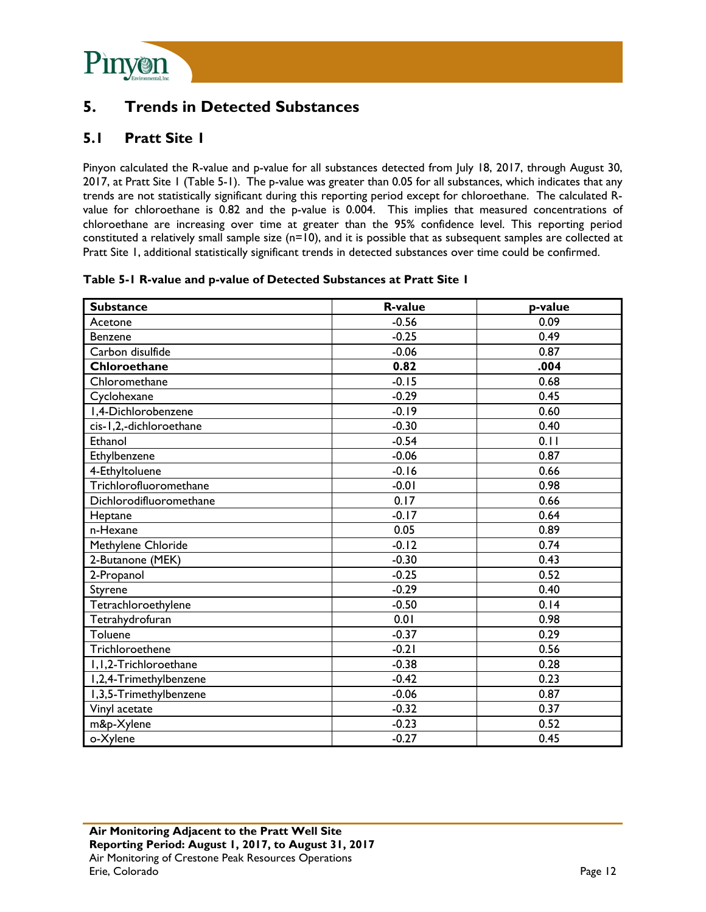# 5. Trends in Detected Substances

## 5.1 Pratt Site 1

Pinyon calculated the R-value and p-value for all substances detected from July 18, 2017, through August 30, 2017, at Pratt Site 1 (Table 5-1). The p-value was greater than 0.05 for all substances, which indicates that any trends are not statistically significant during this reporting period except for chloroethane. The calculated R-value for chloroethane is 0.82 and the p-value is 0.004. This implies that measured concentrations of chloroethane are increasing over time at greater than the 95% confidence level. This reporting period constituted a relatively small sample size (n=10), and it is possible that as subsequent samples are collected at Pratt Site 1, additional statistically significant trends in detected substances over time could be confirmed.

**Table 5-1 R-value and p-value of Detected Substances at Pratt Site 1**

| Substance | R-value | p-value |
|---|---|---|
| Acetone | -0.56 | 0.09 |
| Benzene | -0.25 | 0.49 |
| Carbon disulfide | -0.06 | 0.87 |
| **Chloroethane** | **0.82** | **.004** |
| Chloromethane | -0.15 | 0.68 |
| Cyclohexane | -0.29 | 0.45 |
| 1,4-Dichlorobenzene | -0.19 | 0.60 |
| cis-1,2,-dichloroethane | -0.30 | 0.40 |
| Ethanol | -0.54 | 0.11 |
| Ethylbenzene | -0.06 | 0.87 |
| 4-Ethyltoluene | -0.16 | 0.66 |
| Trichlorofluoromethane | -0.01 | 0.98 |
| Dichlorodifluoromethane | 0.17 | 0.66 |
| Heptane | -0.17 | 0.64 |
| n-Hexane | 0.05 | 0.89 |
| Methylene Chloride | -0.12 | 0.74 |
| 2-Butanone (MEK) | -0.30 | 0.43 |
| 2-Propanol | -0.25 | 0.52 |
| Styrene | -0.29 | 0.40 |
| Tetrachloroethylene | -0.50 | 0.14 |
| Tetrahydrofuran | 0.01 | 0.98 |
| Toluene | -0.37 | 0.29 |
| Trichloroethene | -0.21 | 0.56 |
| 1,1,2-Trichloroethane | -0.38 | 0.28 |
| 1,2,4-Trimethylbenzene | -0.42 | 0.23 |
| 1,3,5-Trimethylbenzene | -0.06 | 0.87 |
| Vinyl acetate | -0.32 | 0.37 |
| m&p-Xylene | -0.23 | 0.52 |
| o-Xylene | -0.27 | 0.45 |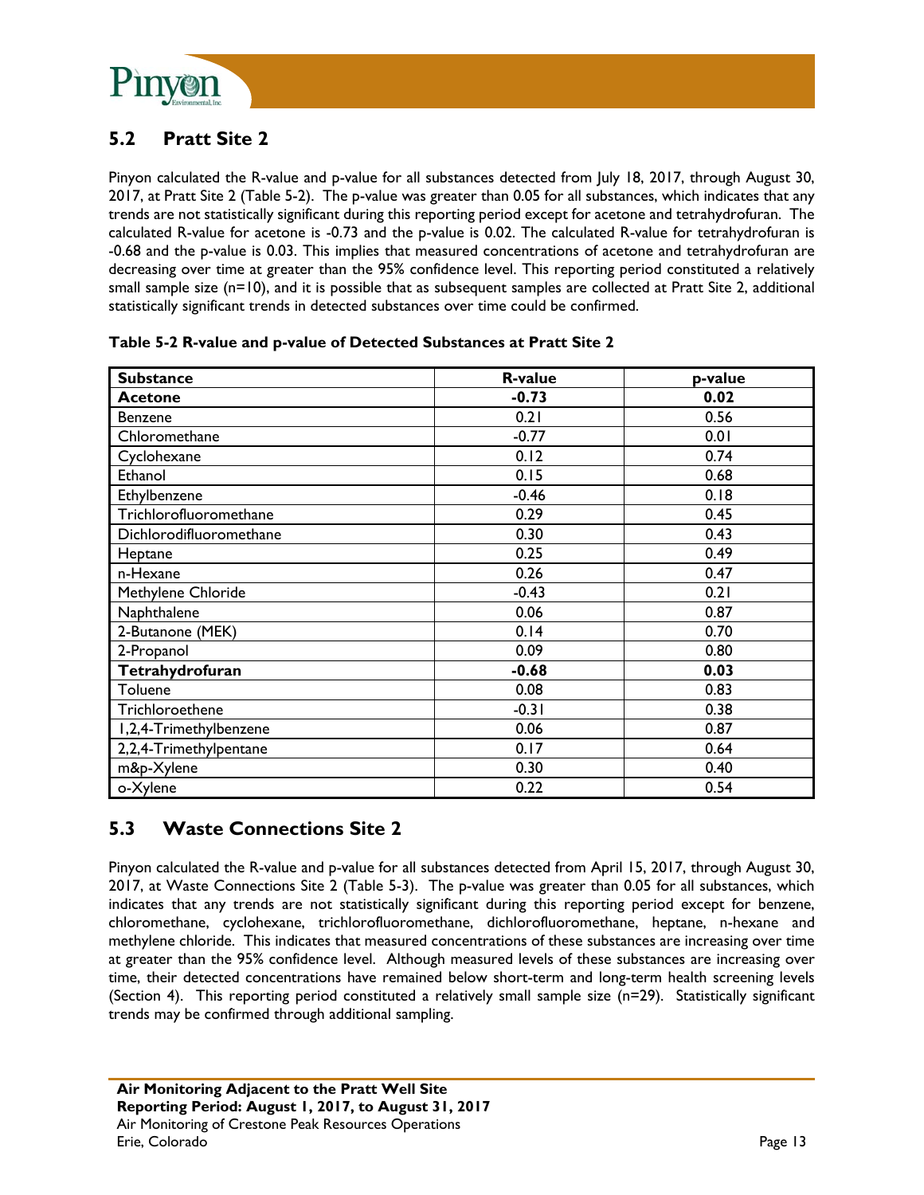## 5.2 Pratt Site 2

Pinyon calculated the R-value and p-value for all substances detected from July 18, 2017, through August 30, 2017, at Pratt Site 2 (Table 5-2). The p-value was greater than 0.05 for all substances, which indicates that any trends are not statistically significant during this reporting period except for acetone and tetrahydrofuran. The calculated R-value for acetone is -0.73 and the p-value is 0.02. The calculated R-value for tetrahydrofuran is -0.68 and the p-value is 0.03. This implies that measured concentrations of acetone and tetrahydrofuran are decreasing over time at greater than the 95% confidence level. This reporting period constituted a relatively small sample size (n=10), and it is possible that as subsequent samples are collected at Pratt Site 2, additional statistically significant trends in detected substances over time could be confirmed.

**Table 5-2 R-value and p-value of Detected Substances at Pratt Site 2**

| Substance | R-value | p-value |
|---|---|---|
| **Acetone** | **-0.73** | **0.02** |
| Benzene | 0.21 | 0.56 |
| Chloromethane | -0.77 | 0.01 |
| Cyclohexane | 0.12 | 0.74 |
| Ethanol | 0.15 | 0.68 |
| Ethylbenzene | -0.46 | 0.18 |
| Trichlorofluoromethane | 0.29 | 0.45 |
| Dichlorodifluoromethane | 0.30 | 0.43 |
| Heptane | 0.25 | 0.49 |
| n-Hexane | 0.26 | 0.47 |
| Methylene Chloride | -0.43 | 0.21 |
| Naphthalene | 0.06 | 0.87 |
| 2-Butanone (MEK) | 0.14 | 0.70 |
| 2-Propanol | 0.09 | 0.80 |
| **Tetrahydrofuran** | **-0.68** | **0.03** |
| Toluene | 0.08 | 0.83 |
| Trichloroethene | -0.31 | 0.38 |
| 1,2,4-Trimethylbenzene | 0.06 | 0.87 |
| 2,2,4-Trimethylpentane | 0.17 | 0.64 |
| m&p-Xylene | 0.30 | 0.40 |
| o-Xylene | 0.22 | 0.54 |

## 5.3 Waste Connections Site 2

Pinyon calculated the R-value and p-value for all substances detected from April 15, 2017, through August 30, 2017, at Waste Connections Site 2 (Table 5-3). The p-value was greater than 0.05 for all substances, which indicates that any trends are not statistically significant during this reporting period except for benzene, chloromethane, cyclohexane, trichlorofluoromethane, dichlorofluoromethane, heptane, n-hexane and methylene chloride. This indicates that measured concentrations of these substances are increasing over time at greater than the 95% confidence level. Although measured levels of these substances are increasing over time, their detected concentrations have remained below short-term and long-term health screening levels (Section 4). This reporting period constituted a relatively small sample size (n=29). Statistically significant trends may be confirmed through additional sampling.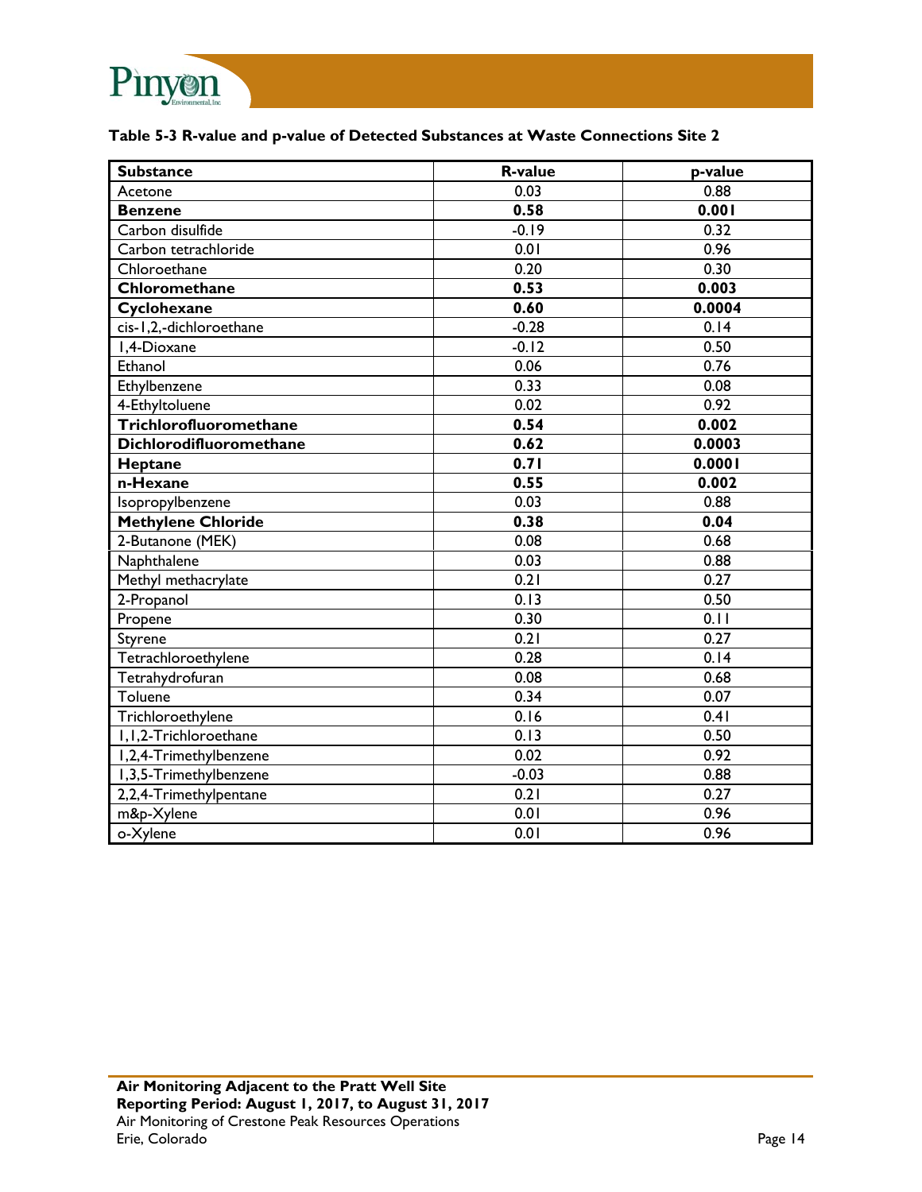**Table 5-3 R-value and p-value of Detected Substances at Waste Connections Site 2**

| Substance | R-value | p-value |
|---|---|---|
| Acetone | 0.03 | 0.88 |
| **Benzene** | **0.58** | **0.001** |
| Carbon disulfide | -0.19 | 0.32 |
| Carbon tetrachloride | 0.01 | 0.96 |
| Chloroethane | 0.20 | 0.30 |
| **Chloromethane** | **0.53** | **0.003** |
| **Cyclohexane** | **0.60** | **0.0004** |
| cis-1,2,-dichloroethane | -0.28 | 0.14 |
| 1,4-Dioxane | -0.12 | 0.50 |
| Ethanol | 0.06 | 0.76 |
| Ethylbenzene | 0.33 | 0.08 |
| 4-Ethyltoluene | 0.02 | 0.92 |
| **Trichlorofluoromethane** | **0.54** | **0.002** |
| **Dichlorodifluoromethane** | **0.62** | **0.0003** |
| **Heptane** | **0.71** | **0.0001** |
| **n-Hexane** | **0.55** | **0.002** |
| Isopropylbenzene | 0.03 | 0.88 |
| **Methylene Chloride** | **0.38** | **0.04** |
| 2-Butanone (MEK) | 0.08 | 0.68 |
| Naphthalene | 0.03 | 0.88 |
| Methyl methacrylate | 0.21 | 0.27 |
| 2-Propanol | 0.13 | 0.50 |
| Propene | 0.30 | 0.11 |
| Styrene | 0.21 | 0.27 |
| Tetrachloroethylene | 0.28 | 0.14 |
| Tetrahydrofuran | 0.08 | 0.68 |
| Toluene | 0.34 | 0.07 |
| Trichloroethylene | 0.16 | 0.41 |
| 1,1,2-Trichloroethane | 0.13 | 0.50 |
| 1,2,4-Trimethylbenzene | 0.02 | 0.92 |
| 1,3,5-Trimethylbenzene | -0.03 | 0.88 |
| 2,2,4-Trimethylpentane | 0.21 | 0.27 |
| m&p-Xylene | 0.01 | 0.96 |
| o-Xylene | 0.01 | 0.96 |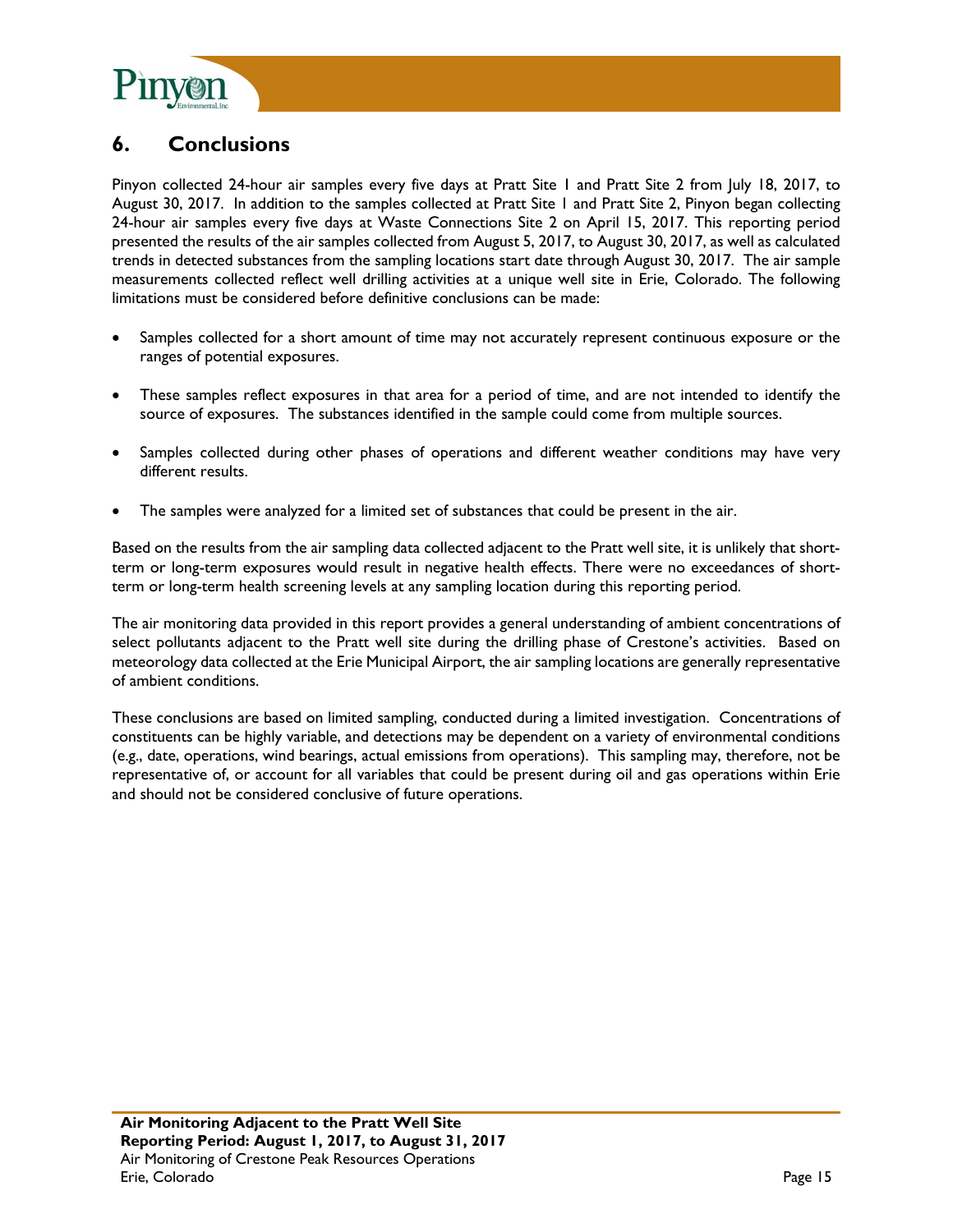## 6. Conclusions

Pinyon collected 24-hour air samples every five days at Pratt Site 1 and Pratt Site 2 from July 18, 2017, to August 30, 2017. In addition to the samples collected at Pratt Site 1 and Pratt Site 2, Pinyon began collecting 24-hour air samples every five days at Waste Connections Site 2 on April 15, 2017. This reporting period presented the results of the air samples collected from August 5, 2017, to August 30, 2017, as well as calculated trends in detected substances from the sampling locations start date through August 30, 2017. The air sample measurements collected reflect well drilling activities at a unique well site in Erie, Colorado. The following limitations must be considered before definitive conclusions can be made:

- Samples collected for a short amount of time may not accurately represent continuous exposure or the ranges of potential exposures.
- These samples reflect exposures in that area for a period of time, and are not intended to identify the source of exposures. The substances identified in the sample could come from multiple sources.
- Samples collected during other phases of operations and different weather conditions may have very different results.
- The samples were analyzed for a limited set of substances that could be present in the air.

Based on the results from the air sampling data collected adjacent to the Pratt well site, it is unlikely that short-term or long-term exposures would result in negative health effects. There were no exceedances of short-term or long-term health screening levels at any sampling location during this reporting period.

The air monitoring data provided in this report provides a general understanding of ambient concentrations of select pollutants adjacent to the Pratt well site during the drilling phase of Crestone's activities. Based on meteorology data collected at the Erie Municipal Airport, the air sampling locations are generally representative of ambient conditions.

These conclusions are based on limited sampling, conducted during a limited investigation. Concentrations of constituents can be highly variable, and detections may be dependent on a variety of environmental conditions (e.g., date, operations, wind bearings, actual emissions from operations). This sampling may, therefore, not be representative of, or account for all variables that could be present during oil and gas operations within Erie and should not be considered conclusive of future operations.